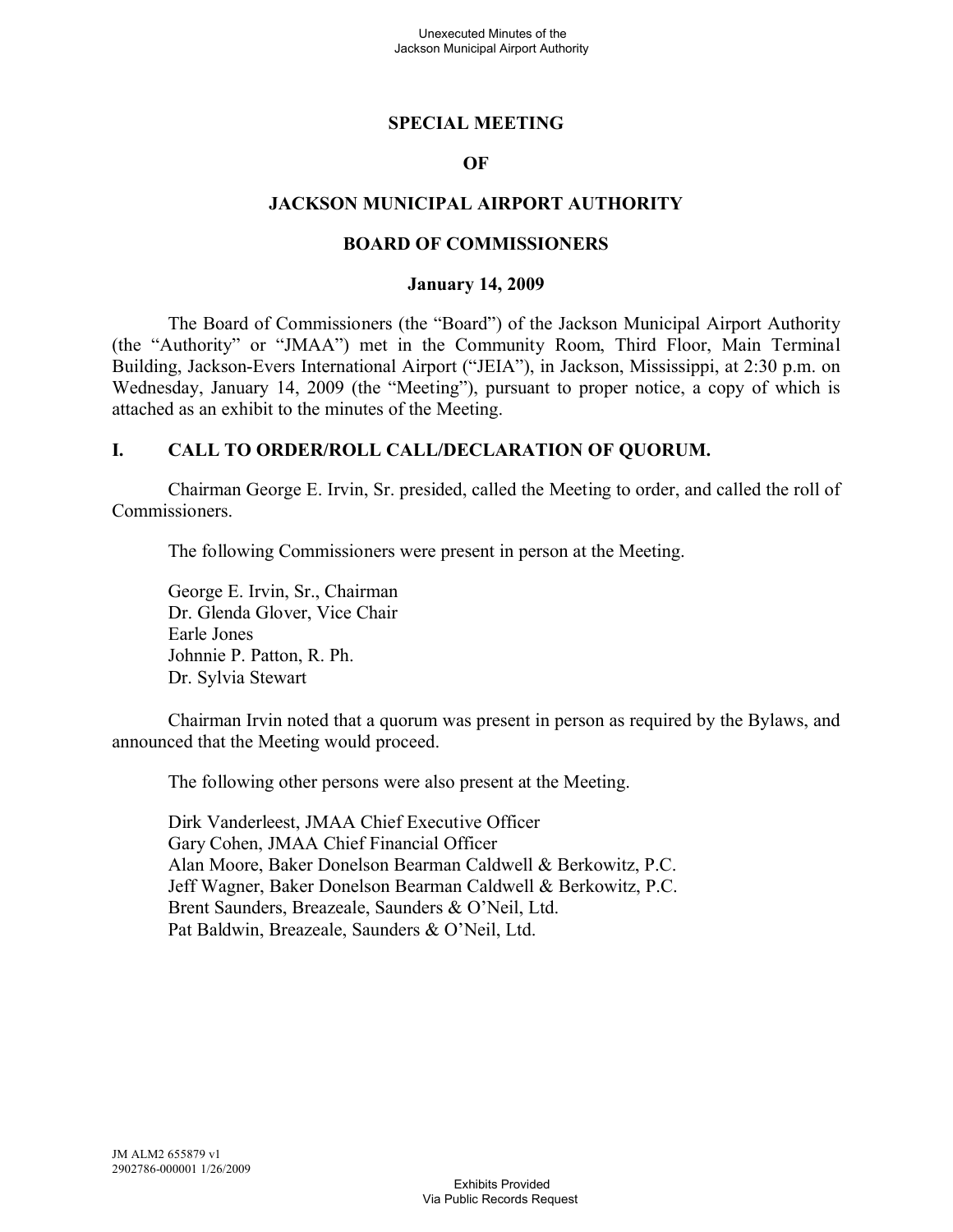# SPECIAL MEETING

# OF

# JACKSON MUNICIPAL AIRPORT AUTHORITY

# BOARD OF COMMISSIONERS

**January 14, 2009**

The Board of Commissioners (the "Board") of the Jackson Municipal Airport Authority (the "Authority" or "JMAA") met in the Community Room, Third Floor, Main Terminal Building, Jackson-Evers International Airport ("JEIA"), in Jackson, Mississippi, at 2:30 p.m. on Wednesday, January 14, 2009 (the "Meeting"), pursuant to proper notice, a copy of which is attached as an exhibit to the minutes of the Meeting.

## I. CALL TO ORDER/ROLL CALL/DECLARATION OF QUORUM.

Chairman George E. Irvin, Sr. presided, called the Meeting to order, and called the roll of Commissioners.

The following Commissioners were present in person at the Meeting.

George E. Irvin, Sr., Chairman
Dr. Glenda Glover, Vice Chair
Earle Jones
Johnnie P. Patton, R. Ph.
Dr. Sylvia Stewart

Chairman Irvin noted that a quorum was present in person as required by the Bylaws, and announced that the Meeting would proceed.

The following other persons were also present at the Meeting.

Dirk Vanderleest, JMAA Chief Executive Officer
Gary Cohen, JMAA Chief Financial Officer
Alan Moore, Baker Donelson Bearman Caldwell & Berkowitz, P.C.
Jeff Wagner, Baker Donelson Bearman Caldwell & Berkowitz, P.C.
Brent Saunders, Breazeale, Saunders & O'Neil, Ltd.
Pat Baldwin, Breazeale, Saunders & O'Neil, Ltd.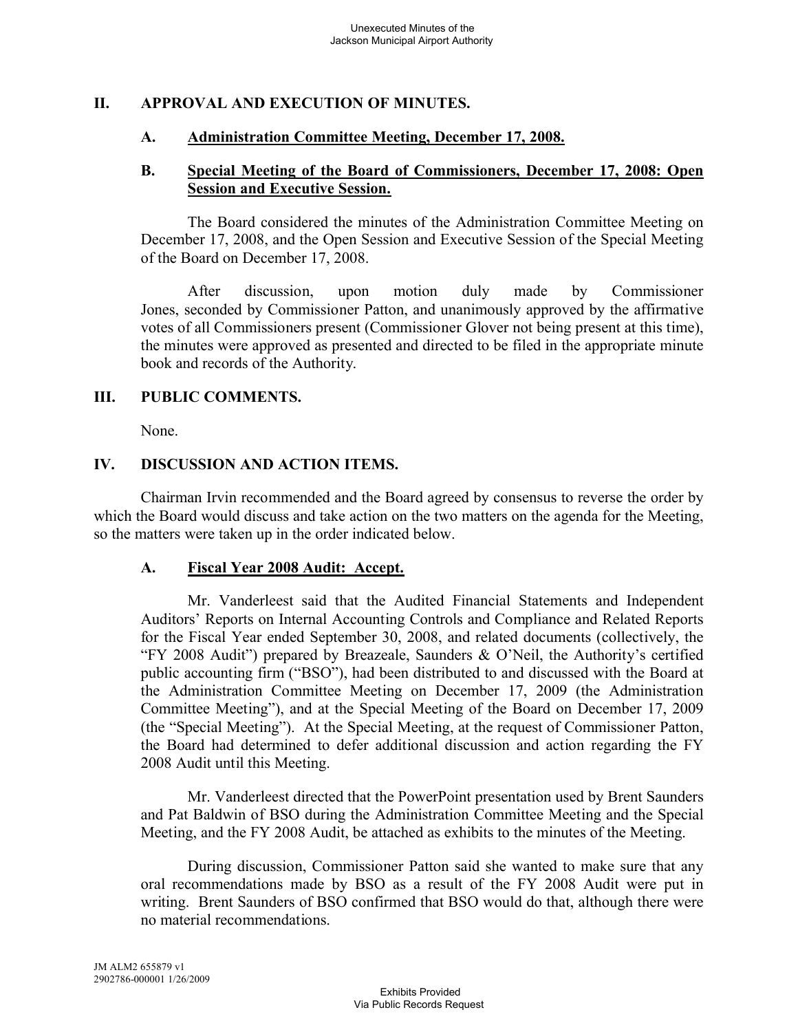## II. APPROVAL AND EXECUTION OF MINUTES.

### A. Administration Committee Meeting, December 17, 2008.

### B. Special Meeting of the Board of Commissioners, December 17, 2008: Open Session and Executive Session.

The Board considered the minutes of the Administration Committee Meeting on December 17, 2008, and the Open Session and Executive Session of the Special Meeting of the Board on December 17, 2008.

After discussion, upon motion duly made by Commissioner Jones, seconded by Commissioner Patton, and unanimously approved by the affirmative votes of all Commissioners present (Commissioner Glover not being present at this time), the minutes were approved as presented and directed to be filed in the appropriate minute book and records of the Authority.

## III. PUBLIC COMMENTS.

None.

## IV. DISCUSSION AND ACTION ITEMS.

Chairman Irvin recommended and the Board agreed by consensus to reverse the order by which the Board would discuss and take action on the two matters on the agenda for the Meeting, so the matters were taken up in the order indicated below.

### A. Fiscal Year 2008 Audit: Accept.

Mr. Vanderleest said that the Audited Financial Statements and Independent Auditors' Reports on Internal Accounting Controls and Compliance and Related Reports for the Fiscal Year ended September 30, 2008, and related documents (collectively, the "FY 2008 Audit") prepared by Breazeale, Saunders & O'Neil, the Authority's certified public accounting firm ("BSO"), had been distributed to and discussed with the Board at the Administration Committee Meeting on December 17, 2009 (the Administration Committee Meeting"), and at the Special Meeting of the Board on December 17, 2009 (the "Special Meeting"). At the Special Meeting, at the request of Commissioner Patton, the Board had determined to defer additional discussion and action regarding the FY 2008 Audit until this Meeting.

Mr. Vanderleest directed that the PowerPoint presentation used by Brent Saunders and Pat Baldwin of BSO during the Administration Committee Meeting and the Special Meeting, and the FY 2008 Audit, be attached as exhibits to the minutes of the Meeting.

During discussion, Commissioner Patton said she wanted to make sure that any oral recommendations made by BSO as a result of the FY 2008 Audit were put in writing. Brent Saunders of BSO confirmed that BSO would do that, although there were no material recommendations.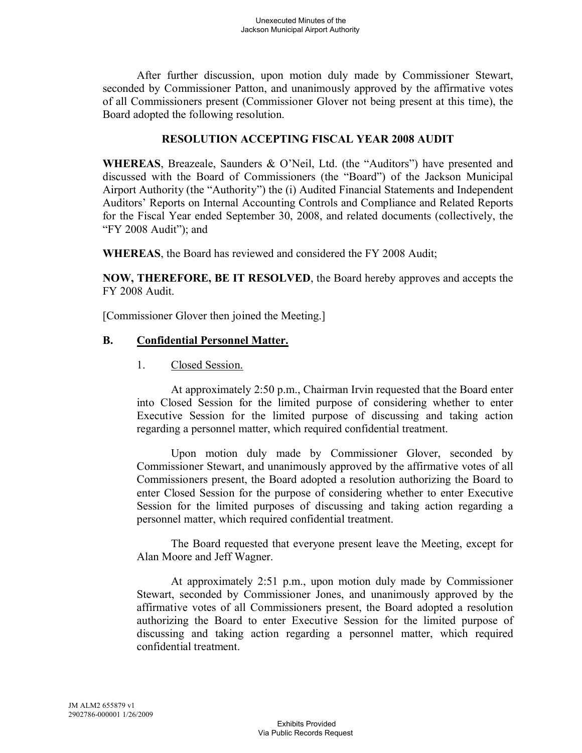After further discussion, upon motion duly made by Commissioner Stewart, seconded by Commissioner Patton, and unanimously approved by the affirmative votes of all Commissioners present (Commissioner Glover not being present at this time), the Board adopted the following resolution.

**RESOLUTION ACCEPTING FISCAL YEAR 2008 AUDIT**

**WHEREAS**, Breazeale, Saunders & O'Neil, Ltd. (the "Auditors") have presented and discussed with the Board of Commissioners (the "Board") of the Jackson Municipal Airport Authority (the "Authority") the (i) Audited Financial Statements and Independent Auditors' Reports on Internal Accounting Controls and Compliance and Related Reports for the Fiscal Year ended September 30, 2008, and related documents (collectively, the "FY 2008 Audit"); and

**WHEREAS**, the Board has reviewed and considered the FY 2008 Audit;

**NOW, THEREFORE, BE IT RESOLVED**, the Board hereby approves and accepts the FY 2008 Audit.

[Commissioner Glover then joined the Meeting.]

## B. Confidential Personnel Matter.

### 1. Closed Session.

At approximately 2:50 p.m., Chairman Irvin requested that the Board enter into Closed Session for the limited purpose of considering whether to enter Executive Session for the limited purpose of discussing and taking action regarding a personnel matter, which required confidential treatment.

Upon motion duly made by Commissioner Glover, seconded by Commissioner Stewart, and unanimously approved by the affirmative votes of all Commissioners present, the Board adopted a resolution authorizing the Board to enter Closed Session for the purpose of considering whether to enter Executive Session for the limited purposes of discussing and taking action regarding a personnel matter, which required confidential treatment.

The Board requested that everyone present leave the Meeting, except for Alan Moore and Jeff Wagner.

At approximately 2:51 p.m., upon motion duly made by Commissioner Stewart, seconded by Commissioner Jones, and unanimously approved by the affirmative votes of all Commissioners present, the Board adopted a resolution authorizing the Board to enter Executive Session for the limited purpose of discussing and taking action regarding a personnel matter, which required confidential treatment.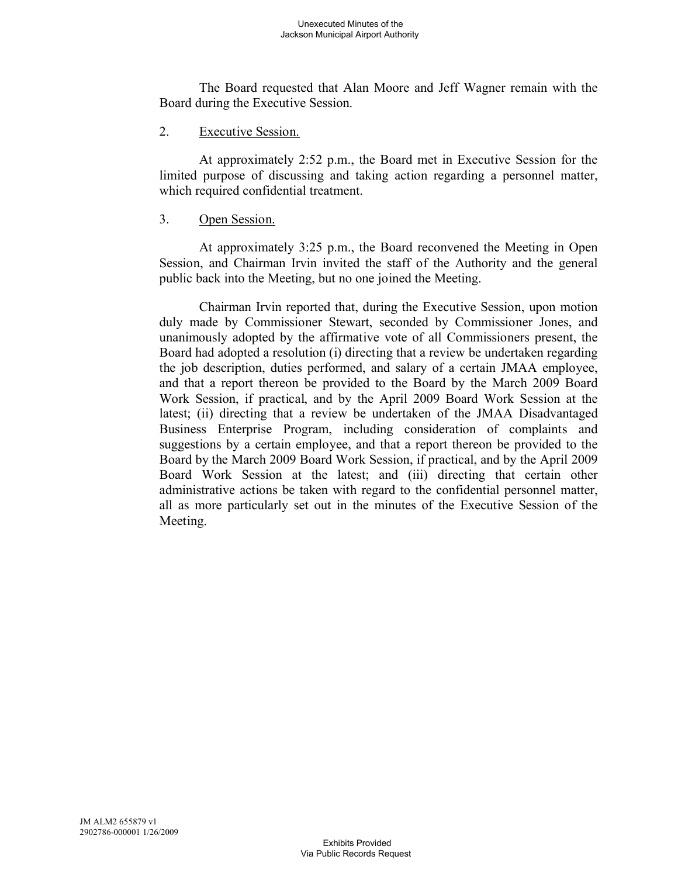The Board requested that Alan Moore and Jeff Wagner remain with the Board during the Executive Session.

2. Executive Session.

At approximately 2:52 p.m., the Board met in Executive Session for the limited purpose of discussing and taking action regarding a personnel matter, which required confidential treatment.

3. Open Session.

At approximately 3:25 p.m., the Board reconvened the Meeting in Open Session, and Chairman Irvin invited the staff of the Authority and the general public back into the Meeting, but no one joined the Meeting.

Chairman Irvin reported that, during the Executive Session, upon motion duly made by Commissioner Stewart, seconded by Commissioner Jones, and unanimously adopted by the affirmative vote of all Commissioners present, the Board had adopted a resolution (i) directing that a review be undertaken regarding the job description, duties performed, and salary of a certain JMAA employee, and that a report thereon be provided to the Board by the March 2009 Board Work Session, if practical, and by the April 2009 Board Work Session at the latest; (ii) directing that a review be undertaken of the JMAA Disadvantaged Business Enterprise Program, including consideration of complaints and suggestions by a certain employee, and that a report thereon be provided to the Board by the March 2009 Board Work Session, if practical, and by the April 2009 Board Work Session at the latest; and (iii) directing that certain other administrative actions be taken with regard to the confidential personnel matter, all as more particularly set out in the minutes of the Executive Session of the Meeting.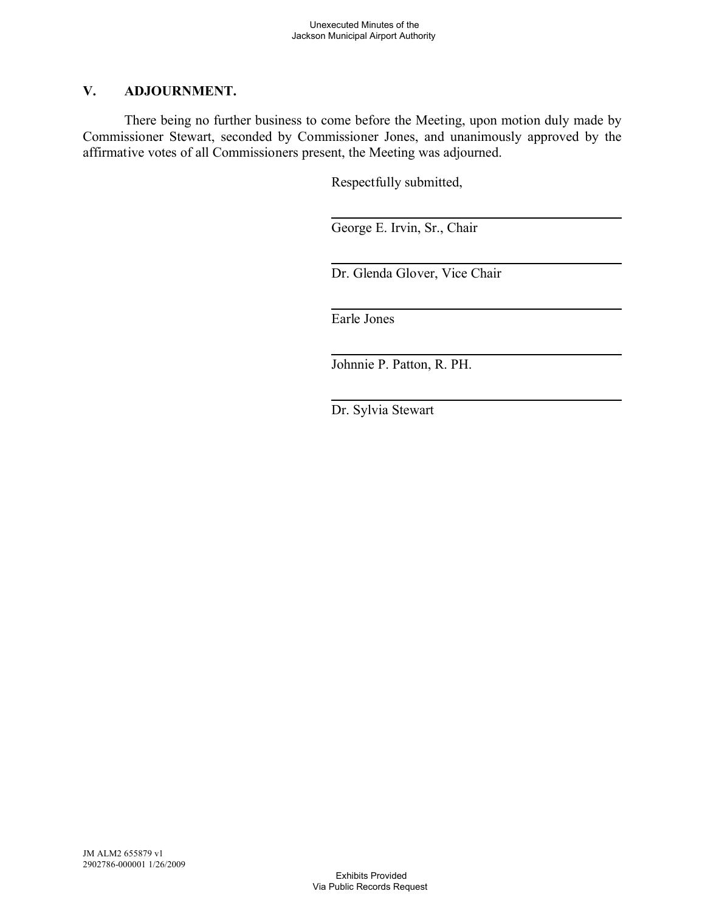## V. ADJOURNMENT.

There being no further business to come before the Meeting, upon motion duly made by Commissioner Stewart, seconded by Commissioner Jones, and unanimously approved by the affirmative votes of all Commissioners present, the Meeting was adjourned.

Respectfully submitted,

\_\_\_\_\_\_\_\_\_\_\_\_\_\_\_\_\_\_\_\_\_\_\_\_\_\_\_\_\_\_\_\_\_\_\_\_\_\_\_\_
George E. Irvin, Sr., Chair

\_\_\_\_\_\_\_\_\_\_\_\_\_\_\_\_\_\_\_\_\_\_\_\_\_\_\_\_\_\_\_\_\_\_\_\_\_\_\_\_
Dr. Glenda Glover, Vice Chair

\_\_\_\_\_\_\_\_\_\_\_\_\_\_\_\_\_\_\_\_\_\_\_\_\_\_\_\_\_\_\_\_\_\_\_\_\_\_\_\_
Earle Jones

\_\_\_\_\_\_\_\_\_\_\_\_\_\_\_\_\_\_\_\_\_\_\_\_\_\_\_\_\_\_\_\_\_\_\_\_\_\_\_\_
Johnnie P. Patton, R. PH.

\_\_\_\_\_\_\_\_\_\_\_\_\_\_\_\_\_\_\_\_\_\_\_\_\_\_\_\_\_\_\_\_\_\_\_\_\_\_\_\_
Dr. Sylvia Stewart

JM ALM2 655879 v1
2902786-000001 1/26/2009